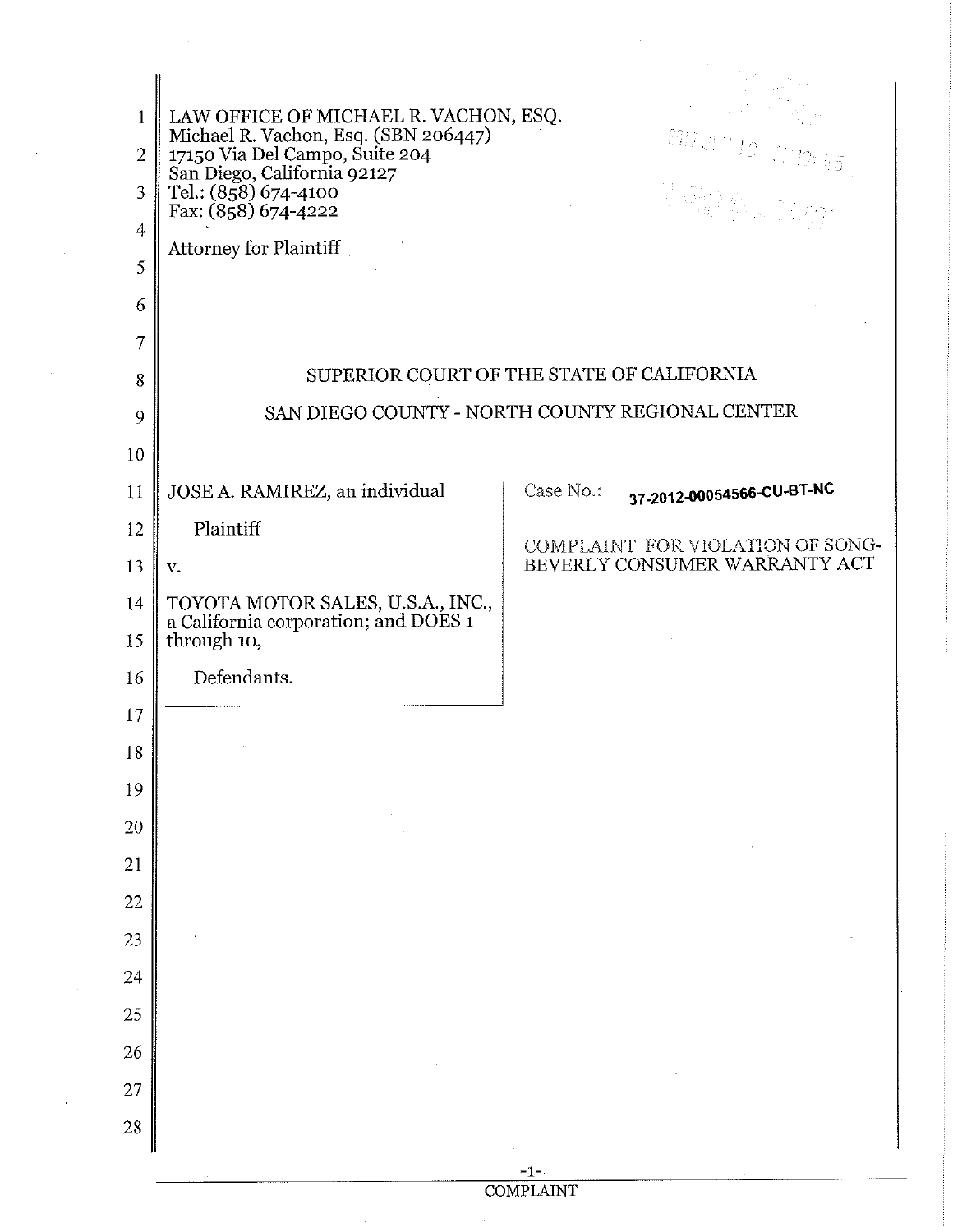LAW OFFICE OF MICHAEL R. VACHON, ESQ.
Michael R. Vachon, Esq. (SBN 206447)
17150 Via Del Campo, Suite 204
San Diego, California 92127
Tel.: (858) 674-4100
Fax: (858) 674-4222

Attorney for Plaintiff

## SUPERIOR COURT OF THE STATE OF CALIFORNIA

## SAN DIEGO COUNTY - NORTH COUNTY REGIONAL CENTER

| | |
|---|---|
| JOSE A. RAMIREZ, an individual<br><br>Plaintiff<br><br>v.<br><br>TOYOTA MOTOR SALES, U.S.A., INC., a California corporation; and DOES 1 through 10,<br><br>Defendants. | Case No.: 37-2012-00054566-CU-BT-NC<br><br>COMPLAINT FOR VIOLATION OF SONG-BEVERLY CONSUMER WARRANTY ACT |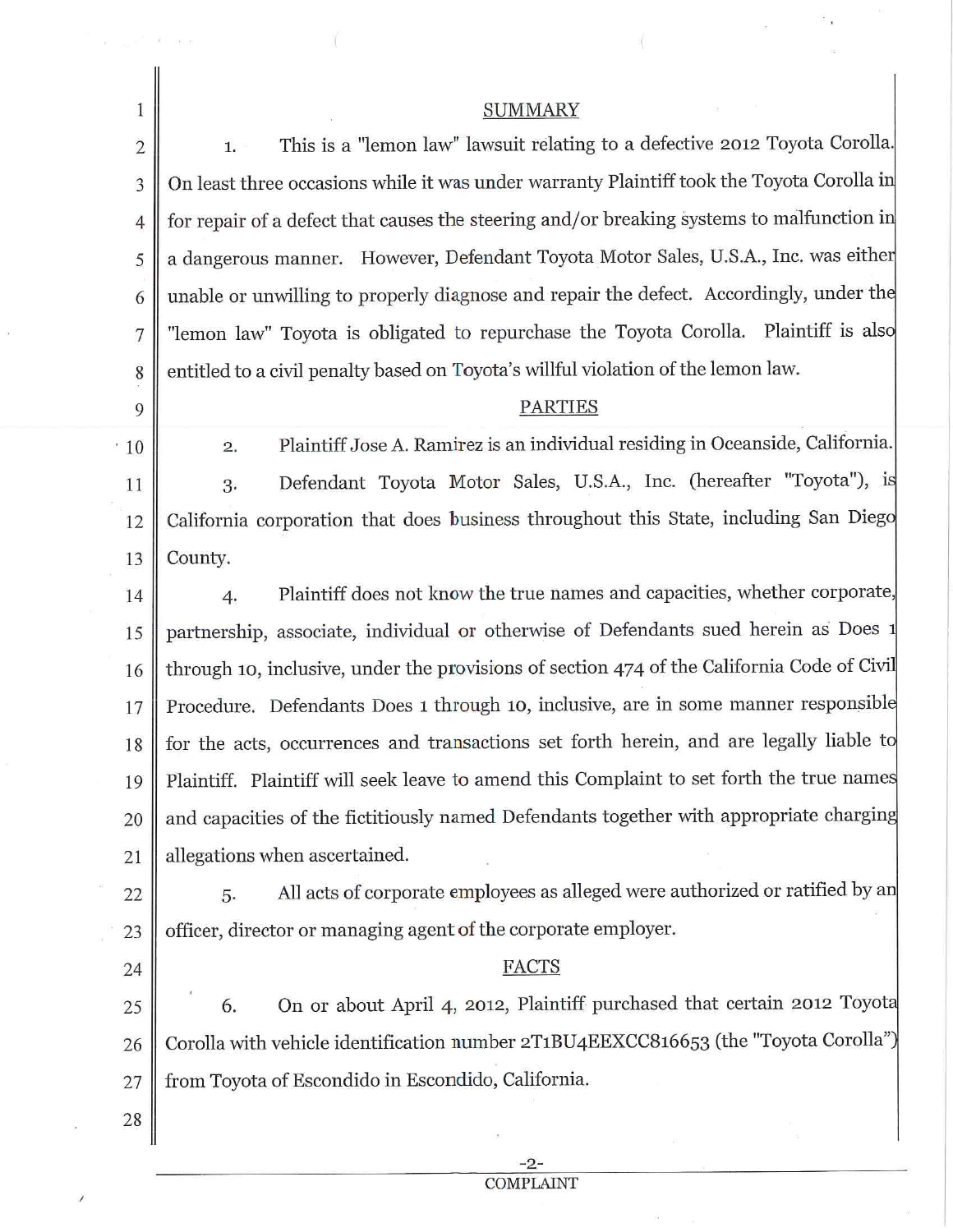## SUMMARY

1. This is a "lemon law" lawsuit relating to a defective 2012 Toyota Corolla. On least three occasions while it was under warranty Plaintiff took the Toyota Corolla in for repair of a defect that causes the steering and/or breaking systems to malfunction in a dangerous manner. However, Defendant Toyota Motor Sales, U.S.A., Inc. was either unable or unwilling to properly diagnose and repair the defect. Accordingly, under the "lemon law" Toyota is obligated to repurchase the Toyota Corolla. Plaintiff is also entitled to a civil penalty based on Toyota's willful violation of the lemon law.

## PARTIES

2. Plaintiff Jose A. Ramirez is an individual residing in Oceanside, California.

3. Defendant Toyota Motor Sales, U.S.A., Inc. (hereafter "Toyota"), is California corporation that does business throughout this State, including San Diego County.

4. Plaintiff does not know the true names and capacities, whether corporate, partnership, associate, individual or otherwise of Defendants sued herein as Does 1 through 10, inclusive, under the provisions of section 474 of the California Code of Civil Procedure. Defendants Does 1 through 10, inclusive, are in some manner responsible for the acts, occurrences and transactions set forth herein, and are legally liable to Plaintiff. Plaintiff will seek leave to amend this Complaint to set forth the true names and capacities of the fictitiously named Defendants together with appropriate charging allegations when ascertained.

5. All acts of corporate employees as alleged were authorized or ratified by an officer, director or managing agent of the corporate employer.

## FACTS

6. On or about April 4, 2012, Plaintiff purchased that certain 2012 Toyota Corolla with vehicle identification number 2T1BU4EEXCC816653 (the "Toyota Corolla") from Toyota of Escondido in Escondido, California.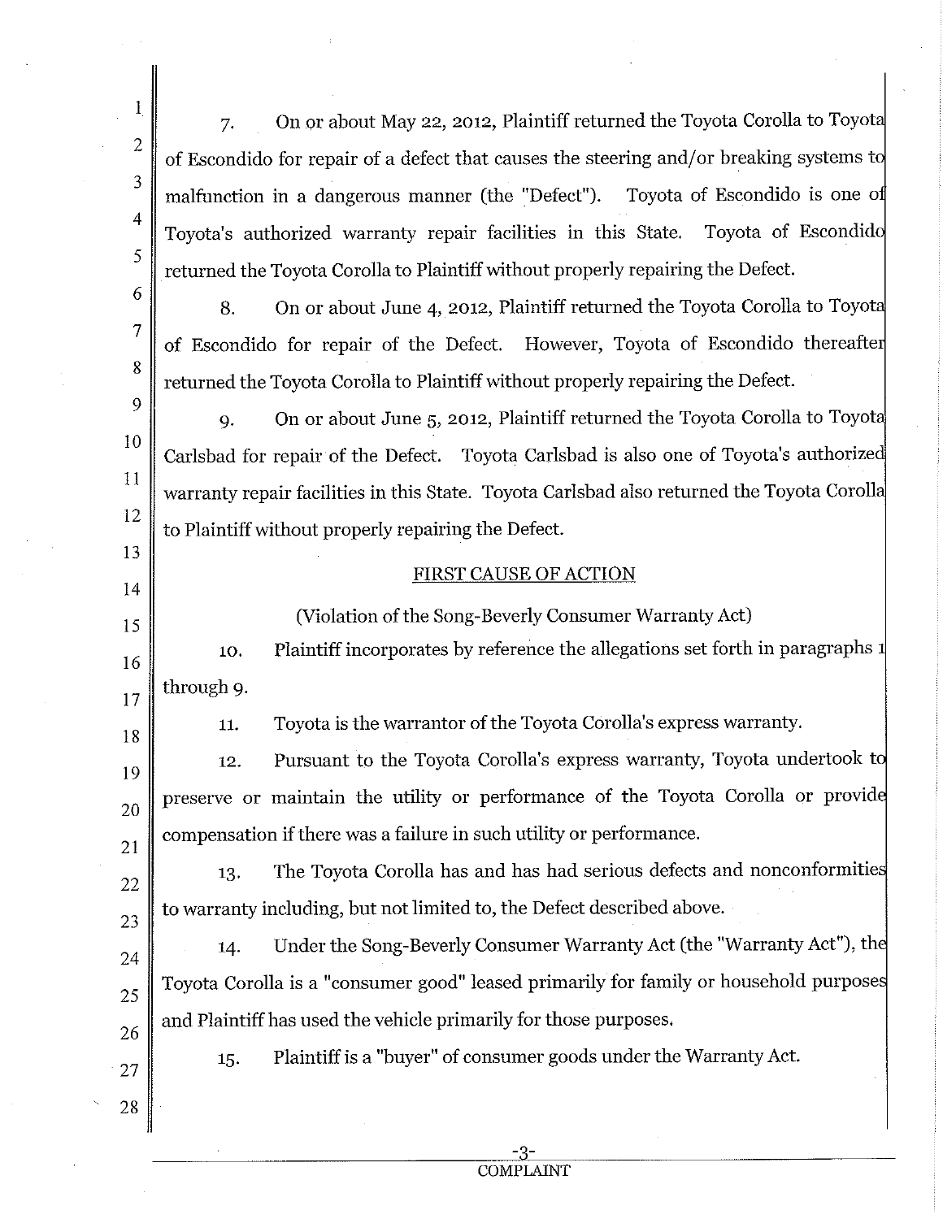7. On or about May 22, 2012, Plaintiff returned the Toyota Corolla to Toyota of Escondido for repair of a defect that causes the steering and/or breaking systems to malfunction in a dangerous manner (the "Defect"). Toyota of Escondido is one of Toyota's authorized warranty repair facilities in this State. Toyota of Escondido returned the Toyota Corolla to Plaintiff without properly repairing the Defect.

8. On or about June 4, 2012, Plaintiff returned the Toyota Corolla to Toyota of Escondido for repair of the Defect. However, Toyota of Escondido thereafter returned the Toyota Corolla to Plaintiff without properly repairing the Defect.

9. On or about June 5, 2012, Plaintiff returned the Toyota Corolla to Toyota Carlsbad for repair of the Defect. Toyota Carlsbad is also one of Toyota's authorized warranty repair facilities in this State. Toyota Carlsbad also returned the Toyota Corolla to Plaintiff without properly repairing the Defect.

## FIRST CAUSE OF ACTION

(Violation of the Song-Beverly Consumer Warranty Act)

10. Plaintiff incorporates by reference the allegations set forth in paragraphs 1 through 9.

11. Toyota is the warrantor of the Toyota Corolla's express warranty.

12. Pursuant to the Toyota Corolla's express warranty, Toyota undertook to preserve or maintain the utility or performance of the Toyota Corolla or provide compensation if there was a failure in such utility or performance.

13. The Toyota Corolla has and has had serious defects and nonconformities to warranty including, but not limited to, the Defect described above.

14. Under the Song-Beverly Consumer Warranty Act (the "Warranty Act"), the Toyota Corolla is a "consumer good" leased primarily for family or household purposes and Plaintiff has used the vehicle primarily for those purposes.

15. Plaintiff is a "buyer" of consumer goods under the Warranty Act.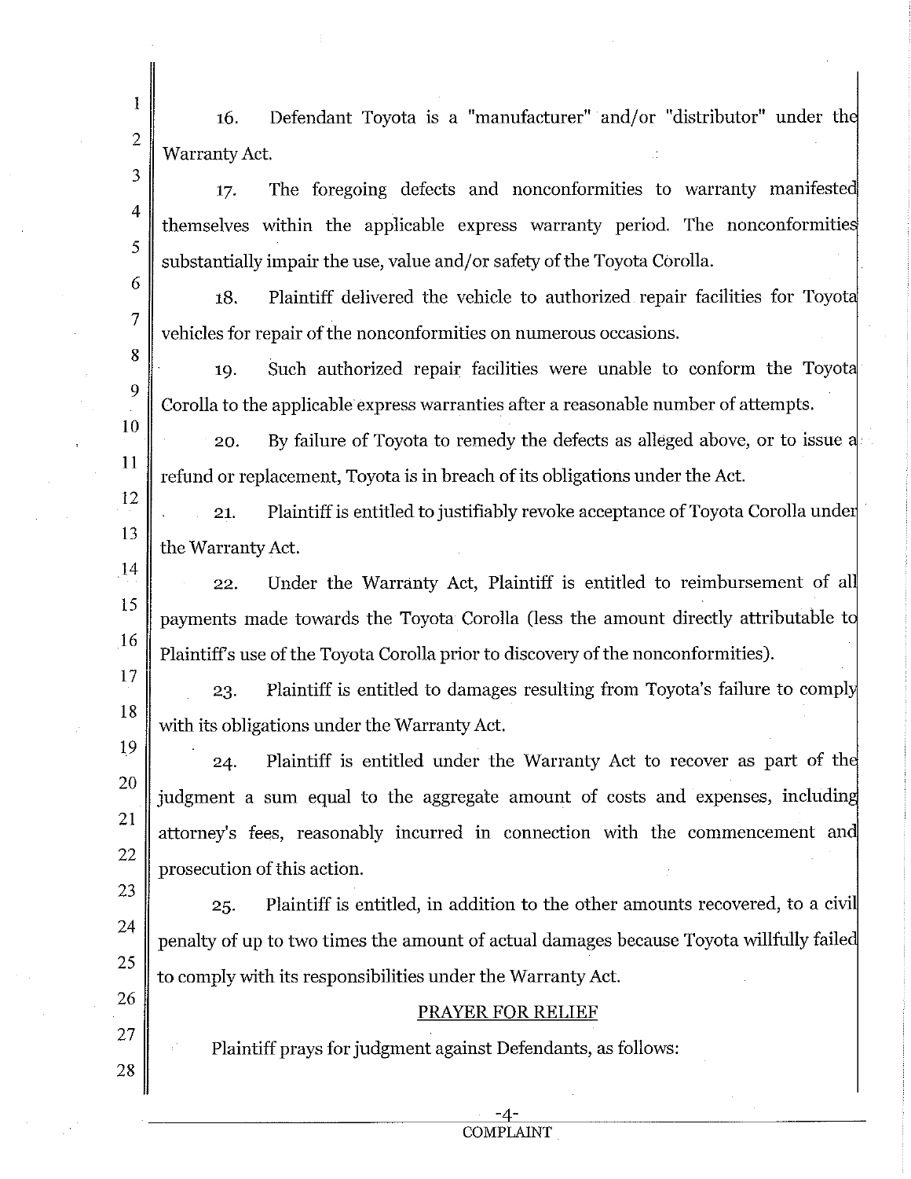16. Defendant Toyota is a "manufacturer" and/or "distributor" under the Warranty Act.

17. The foregoing defects and nonconformities to warranty manifested themselves within the applicable express warranty period. The nonconformities substantially impair the use, value and/or safety of the Toyota Corolla.

18. Plaintiff delivered the vehicle to authorized repair facilities for Toyota vehicles for repair of the nonconformities on numerous occasions.

19. Such authorized repair facilities were unable to conform the Toyota Corolla to the applicable express warranties after a reasonable number of attempts.

20. By failure of Toyota to remedy the defects as alleged above, or to issue a refund or replacement, Toyota is in breach of its obligations under the Act.

21. Plaintiff is entitled to justifiably revoke acceptance of Toyota Corolla under the Warranty Act.

22. Under the Warranty Act, Plaintiff is entitled to reimbursement of all payments made towards the Toyota Corolla (less the amount directly attributable to Plaintiff's use of the Toyota Corolla prior to discovery of the nonconformities).

23. Plaintiff is entitled to damages resulting from Toyota's failure to comply with its obligations under the Warranty Act.

24. Plaintiff is entitled under the Warranty Act to recover as part of the judgment a sum equal to the aggregate amount of costs and expenses, including attorney's fees, reasonably incurred in connection with the commencement and prosecution of this action.

25. Plaintiff is entitled, in addition to the other amounts recovered, to a civil penalty of up to two times the amount of actual damages because Toyota willfully failed to comply with its responsibilities under the Warranty Act.

## PRAYER FOR RELIEF

Plaintiff prays for judgment against Defendants, as follows: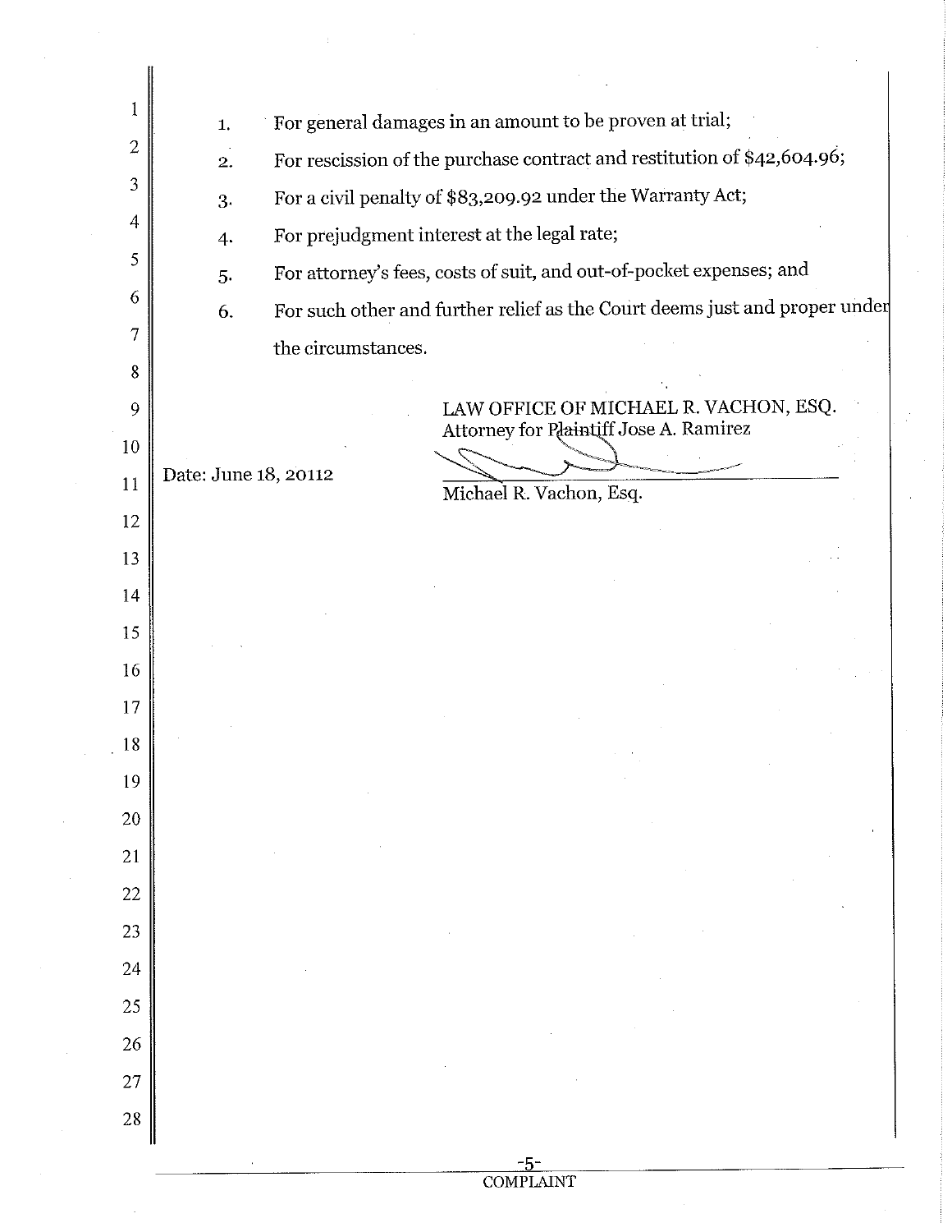1. For general damages in an amount to be proven at trial;
2. For rescission of the purchase contract and restitution of $42,604.96;
3. For a civil penalty of $83,209.92 under the Warranty Act;
4. For prejudgment interest at the legal rate;
5. For attorney's fees, costs of suit, and out-of-pocket expenses; and
6. For such other and further relief as the Court deems just and proper under the circumstances.

LAW OFFICE OF MICHAEL R. VACHON, ESQ.
Attorney for Plaintiff Jose A. Ramirez

Date: June 18, 20112

Michael R. Vachon, Esq.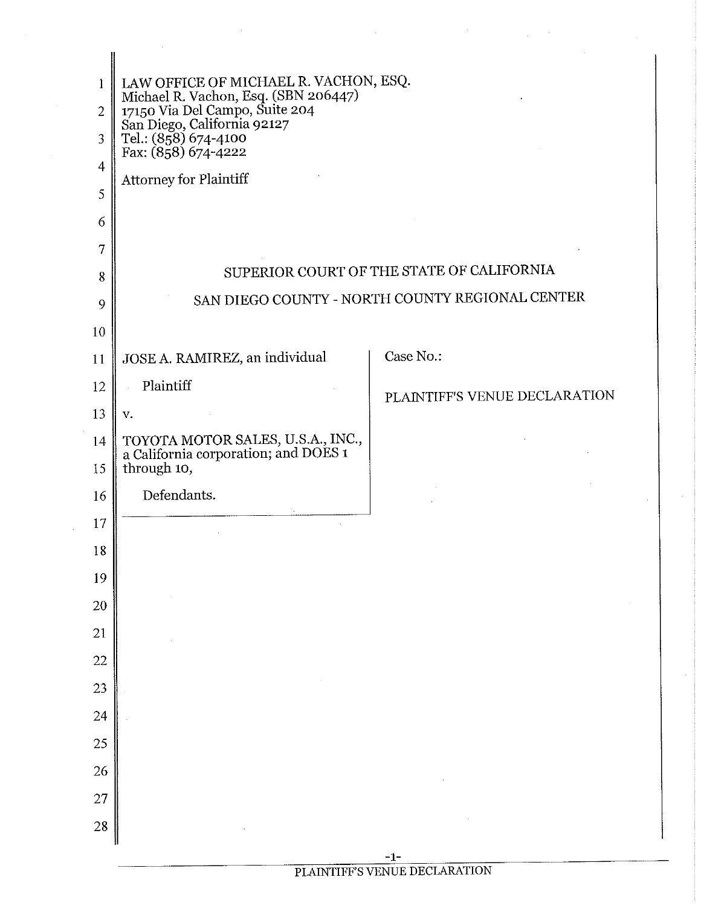LAW OFFICE OF MICHAEL R. VACHON, ESQ.
Michael R. Vachon, Esq. (SBN 206447)
17150 Via Del Campo, Suite 204
San Diego, California 92127
Tel.: (858) 674-4100
Fax: (858) 674-4222

Attorney for Plaintiff

SUPERIOR COURT OF THE STATE OF CALIFORNIA

SAN DIEGO COUNTY - NORTH COUNTY REGIONAL CENTER

| | |
|---|---|
| JOSE A. RAMIREZ, an individual<br><br>Plaintiff<br><br>v.<br><br>TOYOTA MOTOR SALES, U.S.A., INC., a California corporation; and DOES 1 through 10,<br><br>Defendants. | Case No.:<br><br>PLAINTIFF'S VENUE DECLARATION |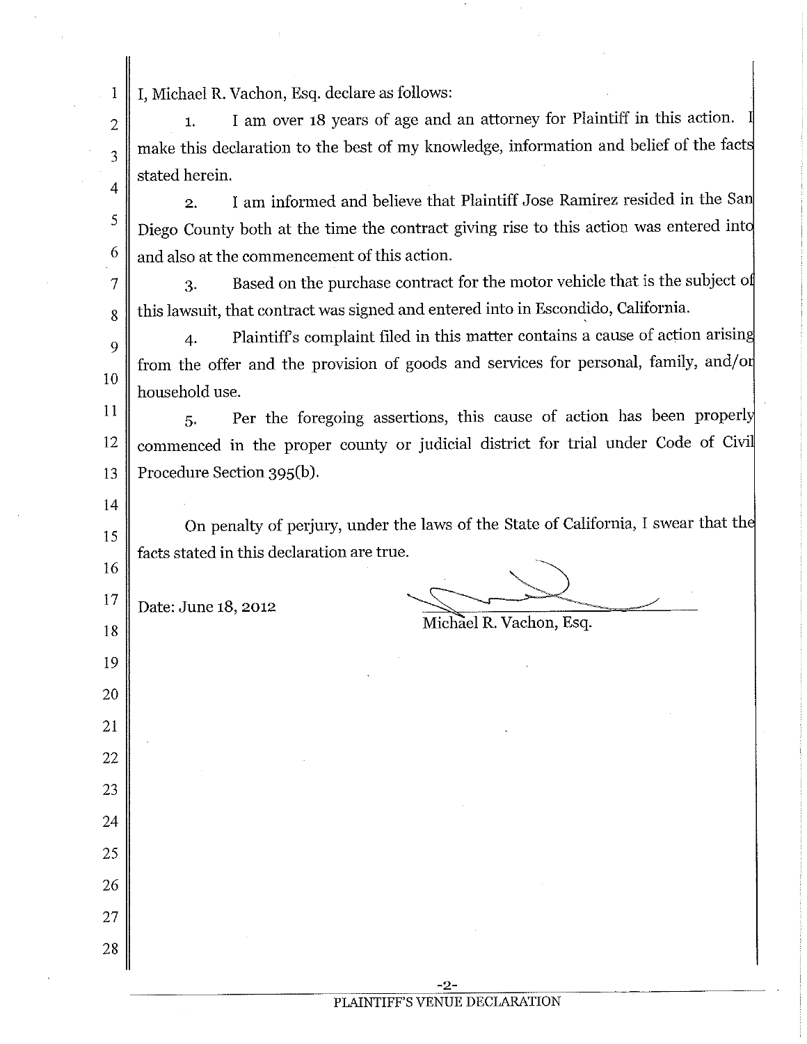I, Michael R. Vachon, Esq. declare as follows:

1. I am over 18 years of age and an attorney for Plaintiff in this action. I make this declaration to the best of my knowledge, information and belief of the facts stated herein.

2. I am informed and believe that Plaintiff Jose Ramirez resided in the San Diego County both at the time the contract giving rise to this action was entered into and also at the commencement of this action.

3. Based on the purchase contract for the motor vehicle that is the subject of this lawsuit, that contract was signed and entered into in Escondido, California.

4. Plaintiff's complaint filed in this matter contains a cause of action arising from the offer and the provision of goods and services for personal, family, and/or household use.

5. Per the foregoing assertions, this cause of action has been properly commenced in the proper county or judicial district for trial under Code of Civil Procedure Section 395(b).

On penalty of perjury, under the laws of the State of California, I swear that the facts stated in this declaration are true.

Date: June 18, 2012

Michael R. Vachon, Esq.

PLAINTIFF'S VENUE DECLARATION